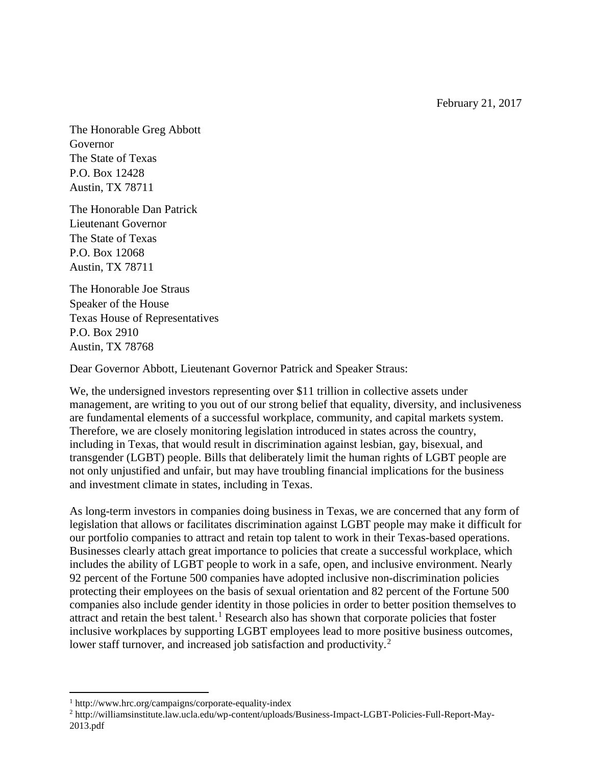February 21, 2017

The Honorable Greg Abbott
Governor
The State of Texas
P.O. Box 12428
Austin, TX 78711

The Honorable Dan Patrick
Lieutenant Governor
The State of Texas
P.O. Box 12068
Austin, TX 78711

The Honorable Joe Straus
Speaker of the House
Texas House of Representatives
P.O. Box 2910
Austin, TX 78768

Dear Governor Abbott, Lieutenant Governor Patrick and Speaker Straus:

We, the undersigned investors representing over $11 trillion in collective assets under management, are writing to you out of our strong belief that equality, diversity, and inclusiveness are fundamental elements of a successful workplace, community, and capital markets system. Therefore, we are closely monitoring legislation introduced in states across the country, including in Texas, that would result in discrimination against lesbian, gay, bisexual, and transgender (LGBT) people. Bills that deliberately limit the human rights of LGBT people are not only unjustified and unfair, but may have troubling financial implications for the business and investment climate in states, including in Texas.

As long-term investors in companies doing business in Texas, we are concerned that any form of legislation that allows or facilitates discrimination against LGBT people may make it difficult for our portfolio companies to attract and retain top talent to work in their Texas-based operations. Businesses clearly attach great importance to policies that create a successful workplace, which includes the ability of LGBT people to work in a safe, open, and inclusive environment. Nearly 92 percent of the Fortune 500 companies have adopted inclusive non-discrimination policies protecting their employees on the basis of sexual orientation and 82 percent of the Fortune 500 companies also include gender identity in those policies in order to better position themselves to attract and retain the best talent.[1] Research also has shown that corporate policies that foster inclusive workplaces by supporting LGBT employees lead to more positive business outcomes, lower staff turnover, and increased job satisfaction and productivity.[2]

---

[1] http://www.hrc.org/campaigns/corporate-equality-index

[2] http://williamsinstitute.law.ucla.edu/wp-content/uploads/Business-Impact-LGBT-Policies-Full-Report-May-2013.pdf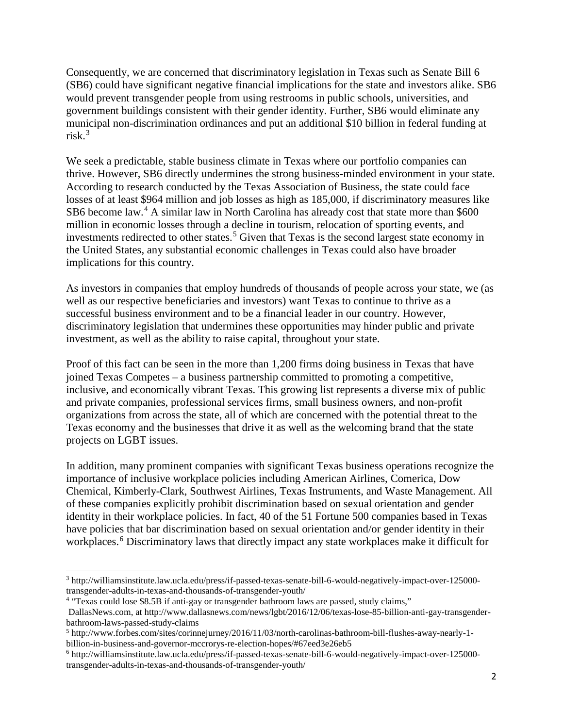Consequently, we are concerned that discriminatory legislation in Texas such as Senate Bill 6 (SB6) could have significant negative financial implications for the state and investors alike. SB6 would prevent transgender people from using restrooms in public schools, universities, and government buildings consistent with their gender identity. Further, SB6 would eliminate any municipal non-discrimination ordinances and put an additional $10 billion in federal funding at risk.[3]

We seek a predictable, stable business climate in Texas where our portfolio companies can thrive. However, SB6 directly undermines the strong business-minded environment in your state. According to research conducted by the Texas Association of Business, the state could face losses of at least $964 million and job losses as high as 185,000, if discriminatory measures like SB6 become law.[4] A similar law in North Carolina has already cost that state more than $600 million in economic losses through a decline in tourism, relocation of sporting events, and investments redirected to other states.[5] Given that Texas is the second largest state economy in the United States, any substantial economic challenges in Texas could also have broader implications for this country.

As investors in companies that employ hundreds of thousands of people across your state, we (as well as our respective beneficiaries and investors) want Texas to continue to thrive as a successful business environment and to be a financial leader in our country. However, discriminatory legislation that undermines these opportunities may hinder public and private investment, as well as the ability to raise capital, throughout your state.

Proof of this fact can be seen in the more than 1,200 firms doing business in Texas that have joined Texas Competes – a business partnership committed to promoting a competitive, inclusive, and economically vibrant Texas. This growing list represents a diverse mix of public and private companies, professional services firms, small business owners, and non-profit organizations from across the state, all of which are concerned with the potential threat to the Texas economy and the businesses that drive it as well as the welcoming brand that the state projects on LGBT issues.

In addition, many prominent companies with significant Texas business operations recognize the importance of inclusive workplace policies including American Airlines, Comerica, Dow Chemical, Kimberly-Clark, Southwest Airlines, Texas Instruments, and Waste Management. All of these companies explicitly prohibit discrimination based on sexual orientation and gender identity in their workplace policies. In fact, 40 of the 51 Fortune 500 companies based in Texas have policies that bar discrimination based on sexual orientation and/or gender identity in their workplaces.[6] Discriminatory laws that directly impact any state workplaces make it difficult for

---

[3] http://williamsinstitute.law.ucla.edu/press/if-passed-texas-senate-bill-6-would-negatively-impact-over-125000-transgender-adults-in-texas-and-thousands-of-transgender-youth/

[4] "Texas could lose $8.5B if anti-gay or transgender bathroom laws are passed, study claims," DallasNews.com, at http://www.dallasnews.com/news/lgbt/2016/12/06/texas-lose-85-billion-anti-gay-transgender-bathroom-laws-passed-study-claims

[5] http://www.forbes.com/sites/corinnejurney/2016/11/03/north-carolinas-bathroom-bill-flushes-away-nearly-1-billion-in-business-and-governor-mccrorys-re-election-hopes/#67eed3e26eb5

[6] http://williamsinstitute.law.ucla.edu/press/if-passed-texas-senate-bill-6-would-negatively-impact-over-125000-transgender-adults-in-texas-and-thousands-of-transgender-youth/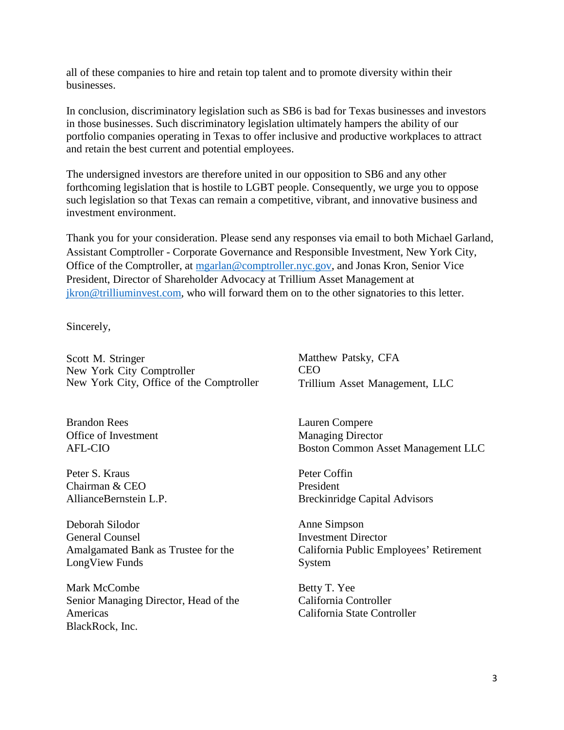all of these companies to hire and retain top talent and to promote diversity within their businesses.

In conclusion, discriminatory legislation such as SB6 is bad for Texas businesses and investors in those businesses. Such discriminatory legislation ultimately hampers the ability of our portfolio companies operating in Texas to offer inclusive and productive workplaces to attract and retain the best current and potential employees.

The undersigned investors are therefore united in our opposition to SB6 and any other forthcoming legislation that is hostile to LGBT people. Consequently, we urge you to oppose such legislation so that Texas can remain a competitive, vibrant, and innovative business and investment environment.

Thank you for your consideration. Please send any responses via email to both Michael Garland, Assistant Comptroller - Corporate Governance and Responsible Investment, New York City, Office of the Comptroller, at mgarlan@comptroller.nyc.gov, and Jonas Kron, Senior Vice President, Director of Shareholder Advocacy at Trillium Asset Management at jkron@trilliuminvest.com, who will forward them on to the other signatories to this letter.

Sincerely,

Scott M. Stringer
New York City Comptroller
New York City, Office of the Comptroller

Matthew Patsky, CFA
CEO
Trillium Asset Management, LLC

Brandon Rees
Office of Investment
AFL-CIO

Lauren Compere
Managing Director
Boston Common Asset Management LLC

Peter S. Kraus
Chairman & CEO
AllianceBernstein L.P.

Peter Coffin
President
Breckinridge Capital Advisors

Deborah Silodor
General Counsel
Amalgamated Bank as Trustee for the LongView Funds

Anne Simpson
Investment Director
California Public Employees' Retirement System

Mark McCombe
Senior Managing Director, Head of the Americas
BlackRock, Inc.

Betty T. Yee
California Controller
California State Controller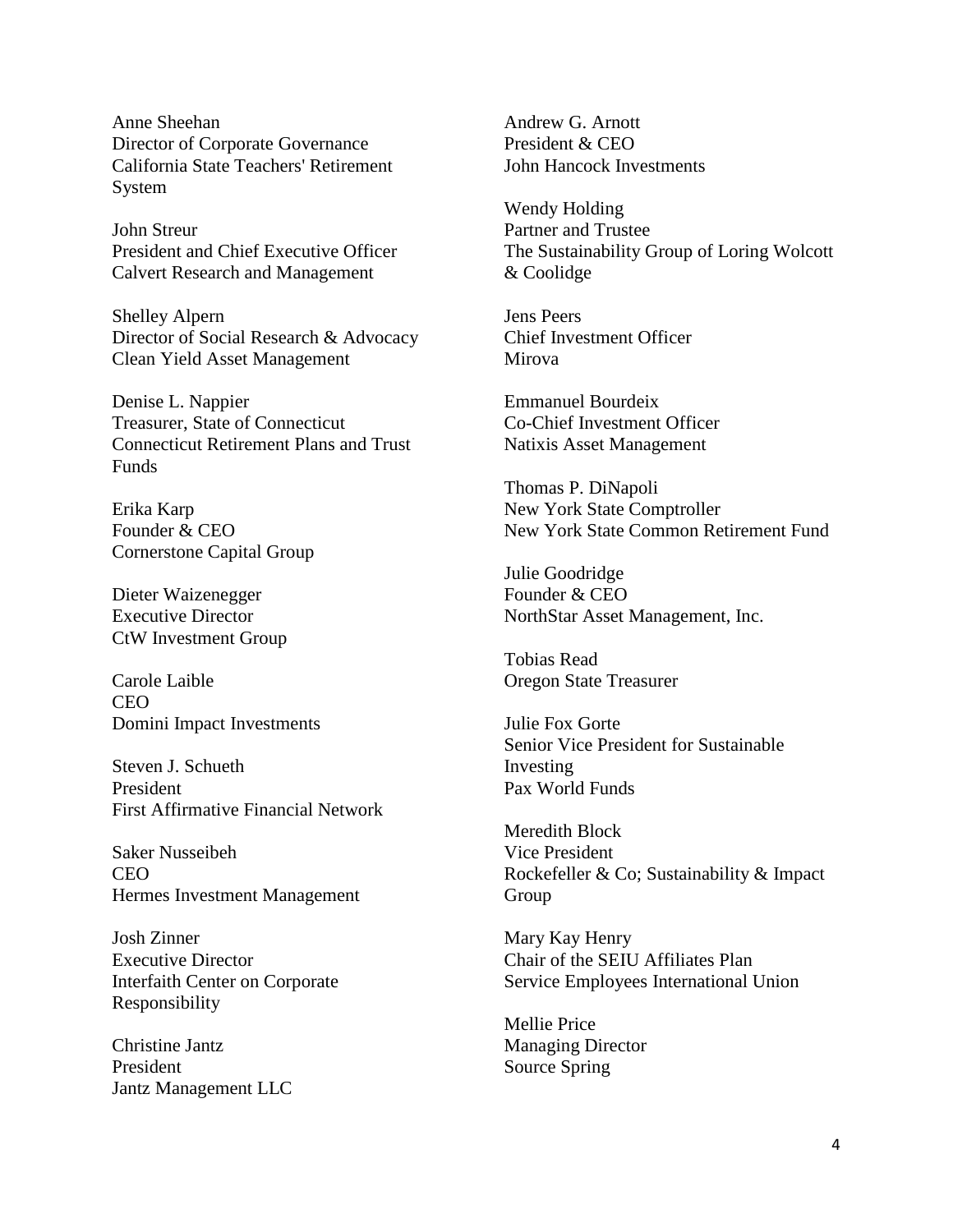Anne Sheehan
Director of Corporate Governance
California State Teachers' Retirement System

John Streur
President and Chief Executive Officer
Calvert Research and Management

Shelley Alpern
Director of Social Research & Advocacy
Clean Yield Asset Management

Denise L. Nappier
Treasurer, State of Connecticut
Connecticut Retirement Plans and Trust Funds

Erika Karp
Founder & CEO
Cornerstone Capital Group

Dieter Waizenegger
Executive Director
CtW Investment Group

Carole Laible
CEO
Domini Impact Investments

Steven J. Schueth
President
First Affirmative Financial Network

Saker Nusseibeh
CEO
Hermes Investment Management

Josh Zinner
Executive Director
Interfaith Center on Corporate Responsibility

Christine Jantz
President
Jantz Management LLC

Andrew G. Arnott
President & CEO
John Hancock Investments

Wendy Holding
Partner and Trustee
The Sustainability Group of Loring Wolcott & Coolidge

Jens Peers
Chief Investment Officer
Mirova

Emmanuel Bourdeix
Co-Chief Investment Officer
Natixis Asset Management

Thomas P. DiNapoli
New York State Comptroller
New York State Common Retirement Fund

Julie Goodridge
Founder & CEO
NorthStar Asset Management, Inc.

Tobias Read
Oregon State Treasurer

Julie Fox Gorte
Senior Vice President for Sustainable Investing
Pax World Funds

Meredith Block
Vice President
Rockefeller & Co; Sustainability & Impact Group

Mary Kay Henry
Chair of the SEIU Affiliates Plan
Service Employees International Union

Mellie Price
Managing Director
Source Spring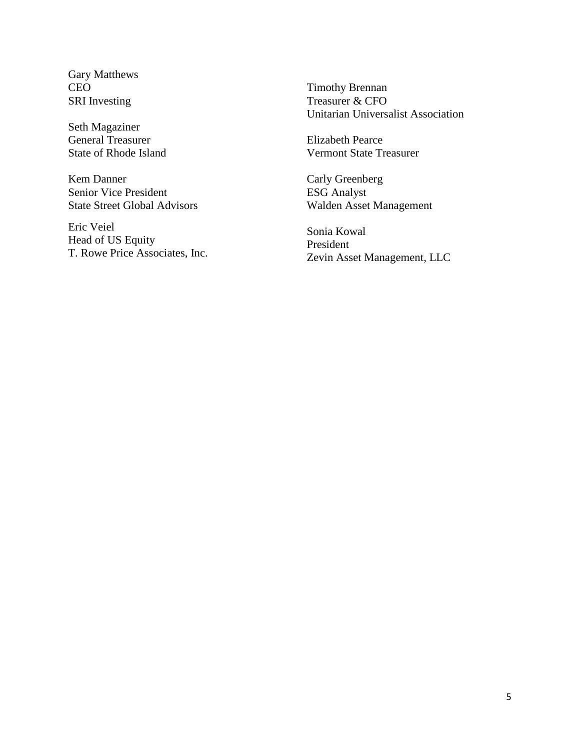Gary Matthews
CEO
SRI Investing

Seth Magaziner
General Treasurer
State of Rhode Island

Kem Danner
Senior Vice President
State Street Global Advisors

Eric Veiel
Head of US Equity
T. Rowe Price Associates, Inc.

Timothy Brennan
Treasurer & CFO
Unitarian Universalist Association

Elizabeth Pearce
Vermont State Treasurer

Carly Greenberg
ESG Analyst
Walden Asset Management

Sonia Kowal
President
Zevin Asset Management, LLC